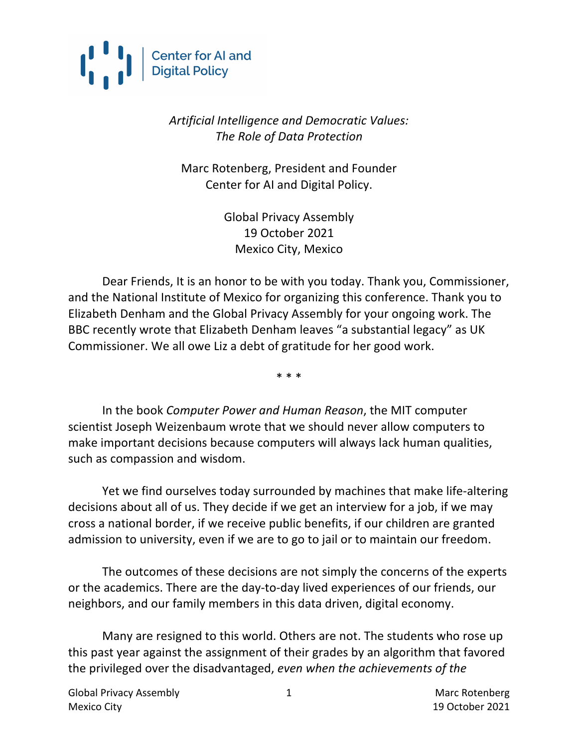Center for AI and Digital Policy

*Artificial Intelligence and Democratic Values:*
*The Role of Data Protection*

Marc Rotenberg, President and Founder
Center for AI and Digital Policy.

Global Privacy Assembly
19 October 2021
Mexico City, Mexico

Dear Friends, It is an honor to be with you today. Thank you, Commissioner, and the National Institute of Mexico for organizing this conference. Thank you to Elizabeth Denham and the Global Privacy Assembly for your ongoing work. The BBC recently wrote that Elizabeth Denham leaves "a substantial legacy" as UK Commissioner. We all owe Liz a debt of gratitude for her good work.

\* \* \*

In the book *Computer Power and Human Reason*, the MIT computer scientist Joseph Weizenbaum wrote that we should never allow computers to make important decisions because computers will always lack human qualities, such as compassion and wisdom.

Yet we find ourselves today surrounded by machines that make life-altering decisions about all of us. They decide if we get an interview for a job, if we may cross a national border, if we receive public benefits, if our children are granted admission to university, even if we are to go to jail or to maintain our freedom.

The outcomes of these decisions are not simply the concerns of the experts or the academics. There are the day-to-day lived experiences of our friends, our neighbors, and our family members in this data driven, digital economy.

Many are resigned to this world. Others are not. The students who rose up this past year against the assignment of their grades by an algorithm that favored the privileged over the disadvantaged, *even when the achievements of the*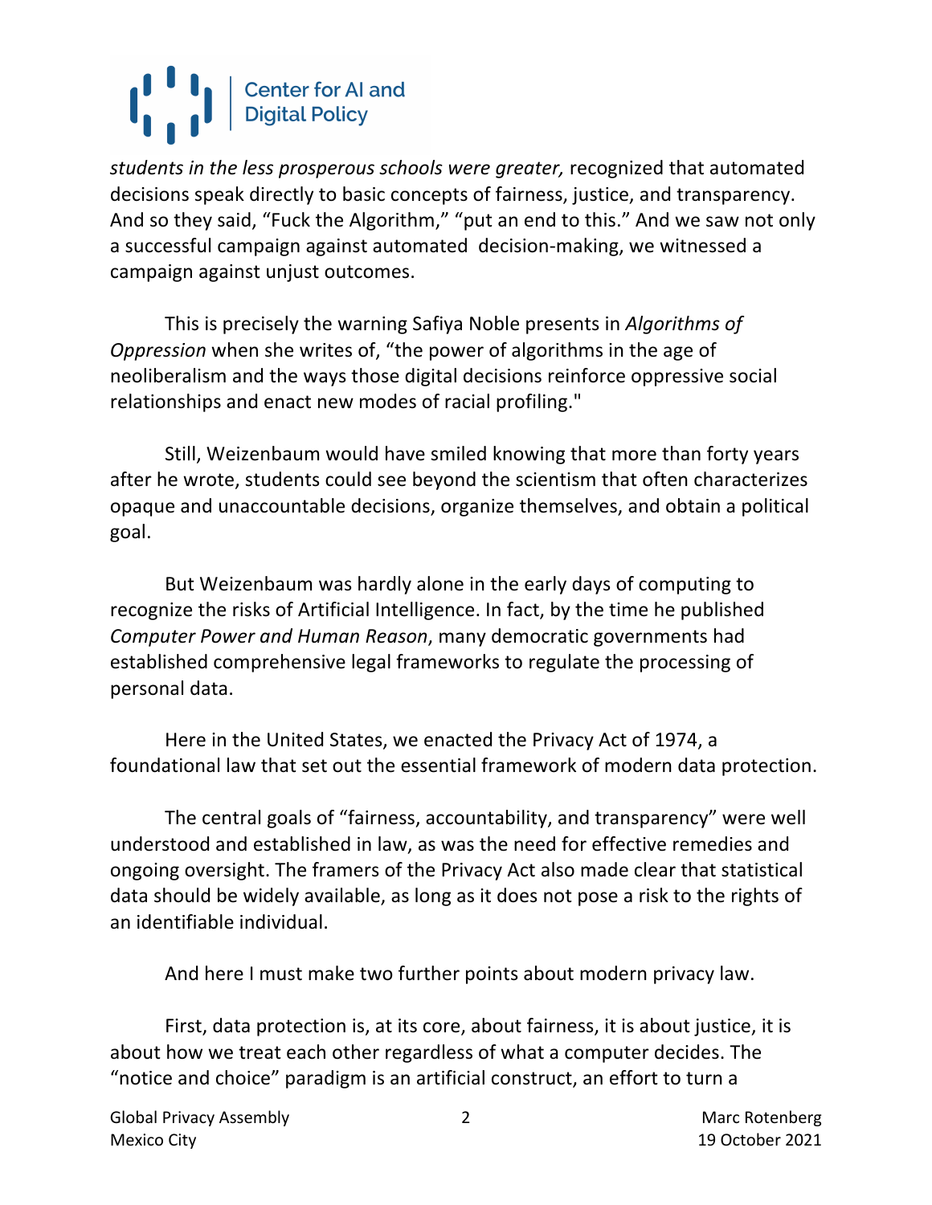*students in the less prosperous schools were greater,* recognized that automated decisions speak directly to basic concepts of fairness, justice, and transparency. And so they said, "Fuck the Algorithm," "put an end to this." And we saw not only a successful campaign against automated decision-making, we witnessed a campaign against unjust outcomes.

This is precisely the warning Safiya Noble presents in *Algorithms of Oppression* when she writes of, "the power of algorithms in the age of neoliberalism and the ways those digital decisions reinforce oppressive social relationships and enact new modes of racial profiling."

Still, Weizenbaum would have smiled knowing that more than forty years after he wrote, students could see beyond the scientism that often characterizes opaque and unaccountable decisions, organize themselves, and obtain a political goal.

But Weizenbaum was hardly alone in the early days of computing to recognize the risks of Artificial Intelligence. In fact, by the time he published *Computer Power and Human Reason*, many democratic governments had established comprehensive legal frameworks to regulate the processing of personal data.

Here in the United States, we enacted the Privacy Act of 1974, a foundational law that set out the essential framework of modern data protection.

The central goals of "fairness, accountability, and transparency" were well understood and established in law, as was the need for effective remedies and ongoing oversight. The framers of the Privacy Act also made clear that statistical data should be widely available, as long as it does not pose a risk to the rights of an identifiable individual.

And here I must make two further points about modern privacy law.

First, data protection is, at its core, about fairness, it is about justice, it is about how we treat each other regardless of what a computer decides. The "notice and choice" paradigm is an artificial construct, an effort to turn a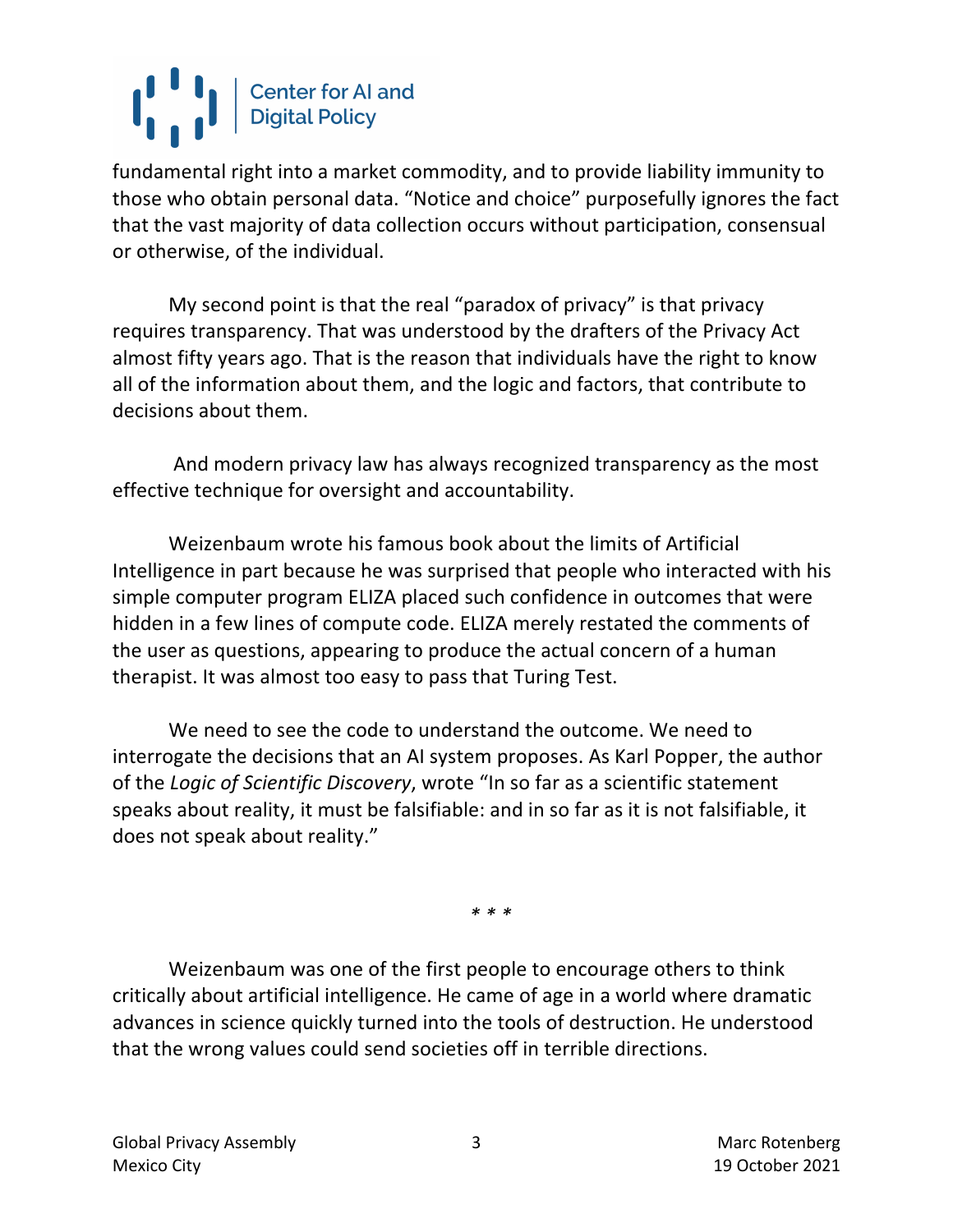fundamental right into a market commodity, and to provide liability immunity to those who obtain personal data. "Notice and choice" purposefully ignores the fact that the vast majority of data collection occurs without participation, consensual or otherwise, of the individual.

My second point is that the real "paradox of privacy" is that privacy requires transparency. That was understood by the drafters of the Privacy Act almost fifty years ago. That is the reason that individuals have the right to know all of the information about them, and the logic and factors, that contribute to decisions about them.

And modern privacy law has always recognized transparency as the most effective technique for oversight and accountability.

Weizenbaum wrote his famous book about the limits of Artificial Intelligence in part because he was surprised that people who interacted with his simple computer program ELIZA placed such confidence in outcomes that were hidden in a few lines of compute code. ELIZA merely restated the comments of the user as questions, appearing to produce the actual concern of a human therapist. It was almost too easy to pass that Turing Test.

We need to see the code to understand the outcome. We need to interrogate the decisions that an AI system proposes. As Karl Popper, the author of the *Logic of Scientific Discovery*, wrote "In so far as a scientific statement speaks about reality, it must be falsifiable: and in so far as it is not falsifiable, it does not speak about reality."

\* \* \*

Weizenbaum was one of the first people to encourage others to think critically about artificial intelligence. He came of age in a world where dramatic advances in science quickly turned into the tools of destruction. He understood that the wrong values could send societies off in terrible directions.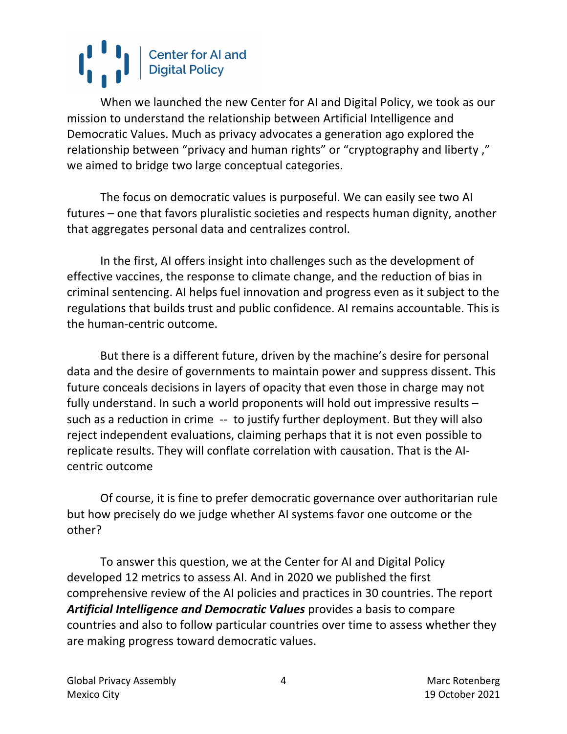When we launched the new Center for AI and Digital Policy, we took as our mission to understand the relationship between Artificial Intelligence and Democratic Values. Much as privacy advocates a generation ago explored the relationship between "privacy and human rights" or "cryptography and liberty ," we aimed to bridge two large conceptual categories.

The focus on democratic values is purposeful. We can easily see two AI futures – one that favors pluralistic societies and respects human dignity, another that aggregates personal data and centralizes control.

In the first, AI offers insight into challenges such as the development of effective vaccines, the response to climate change, and the reduction of bias in criminal sentencing. AI helps fuel innovation and progress even as it subject to the regulations that builds trust and public confidence. AI remains accountable. This is the human-centric outcome.

But there is a different future, driven by the machine's desire for personal data and the desire of governments to maintain power and suppress dissent. This future conceals decisions in layers of opacity that even those in charge may not fully understand. In such a world proponents will hold out impressive results – such as a reduction in crime -- to justify further deployment. But they will also reject independent evaluations, claiming perhaps that it is not even possible to replicate results. They will conflate correlation with causation. That is the AI-centric outcome

Of course, it is fine to prefer democratic governance over authoritarian rule but how precisely do we judge whether AI systems favor one outcome or the other?

To answer this question, we at the Center for AI and Digital Policy developed 12 metrics to assess AI. And in 2020 we published the first comprehensive review of the AI policies and practices in 30 countries. The report ***Artificial Intelligence and Democratic Values*** provides a basis to compare countries and also to follow particular countries over time to assess whether they are making progress toward democratic values.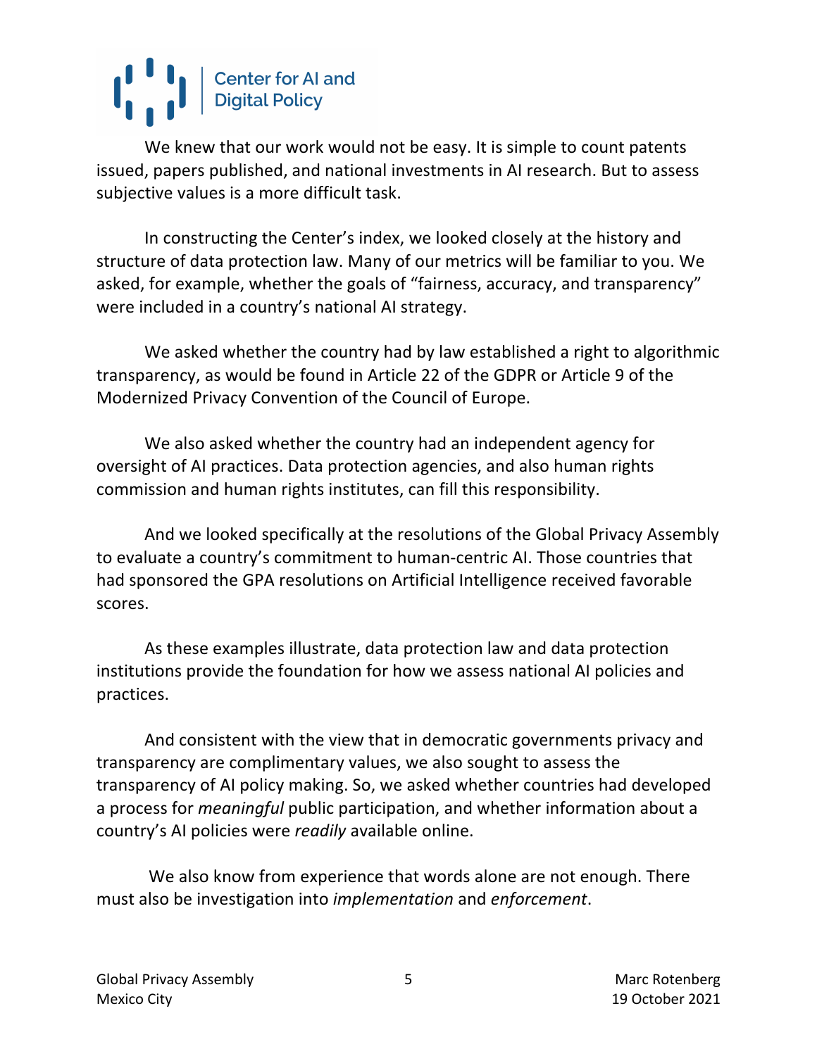We knew that our work would not be easy. It is simple to count patents issued, papers published, and national investments in AI research. But to assess subjective values is a more difficult task.

In constructing the Center's index, we looked closely at the history and structure of data protection law. Many of our metrics will be familiar to you. We asked, for example, whether the goals of "fairness, accuracy, and transparency" were included in a country's national AI strategy.

We asked whether the country had by law established a right to algorithmic transparency, as would be found in Article 22 of the GDPR or Article 9 of the Modernized Privacy Convention of the Council of Europe.

We also asked whether the country had an independent agency for oversight of AI practices. Data protection agencies, and also human rights commission and human rights institutes, can fill this responsibility.

And we looked specifically at the resolutions of the Global Privacy Assembly to evaluate a country's commitment to human-centric AI. Those countries that had sponsored the GPA resolutions on Artificial Intelligence received favorable scores.

As these examples illustrate, data protection law and data protection institutions provide the foundation for how we assess national AI policies and practices.

And consistent with the view that in democratic governments privacy and transparency are complimentary values, we also sought to assess the transparency of AI policy making. So, we asked whether countries had developed a process for *meaningful* public participation, and whether information about a country's AI policies were *readily* available online.

We also know from experience that words alone are not enough. There must also be investigation into *implementation* and *enforcement*.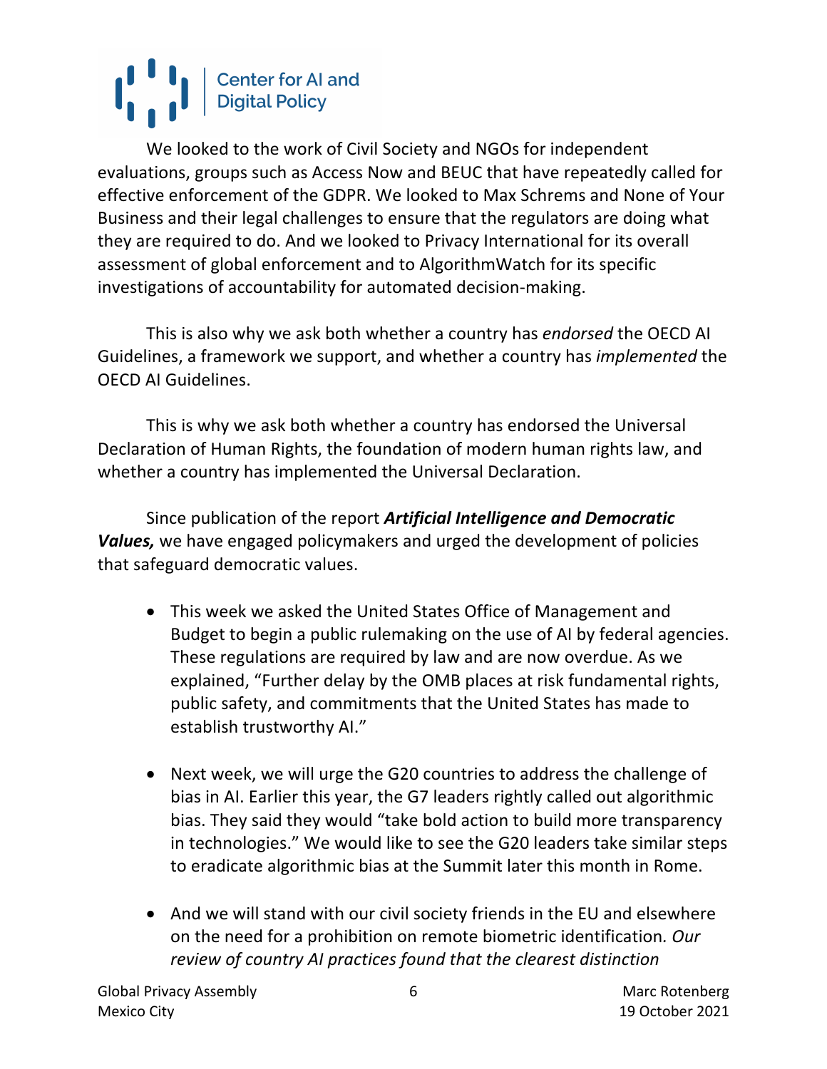We looked to the work of Civil Society and NGOs for independent evaluations, groups such as Access Now and BEUC that have repeatedly called for effective enforcement of the GDPR. We looked to Max Schrems and None of Your Business and their legal challenges to ensure that the regulators are doing what they are required to do. And we looked to Privacy International for its overall assessment of global enforcement and to AlgorithmWatch for its specific investigations of accountability for automated decision-making.

This is also why we ask both whether a country has *endorsed* the OECD AI Guidelines, a framework we support, and whether a country has *implemented* the OECD AI Guidelines.

This is why we ask both whether a country has endorsed the Universal Declaration of Human Rights, the foundation of modern human rights law, and whether a country has implemented the Universal Declaration.

Since publication of the report ***Artificial Intelligence and Democratic Values,*** we have engaged policymakers and urged the development of policies that safeguard democratic values.

- This week we asked the United States Office of Management and Budget to begin a public rulemaking on the use of AI by federal agencies. These regulations are required by law and are now overdue. As we explained, "Further delay by the OMB places at risk fundamental rights, public safety, and commitments that the United States has made to establish trustworthy AI."

- Next week, we will urge the G20 countries to address the challenge of bias in AI. Earlier this year, the G7 leaders rightly called out algorithmic bias. They said they would "take bold action to build more transparency in technologies." We would like to see the G20 leaders take similar steps to eradicate algorithmic bias at the Summit later this month in Rome.

- And we will stand with our civil society friends in the EU and elsewhere on the need for a prohibition on remote biometric identification. *Our review of country AI practices found that the clearest distinction*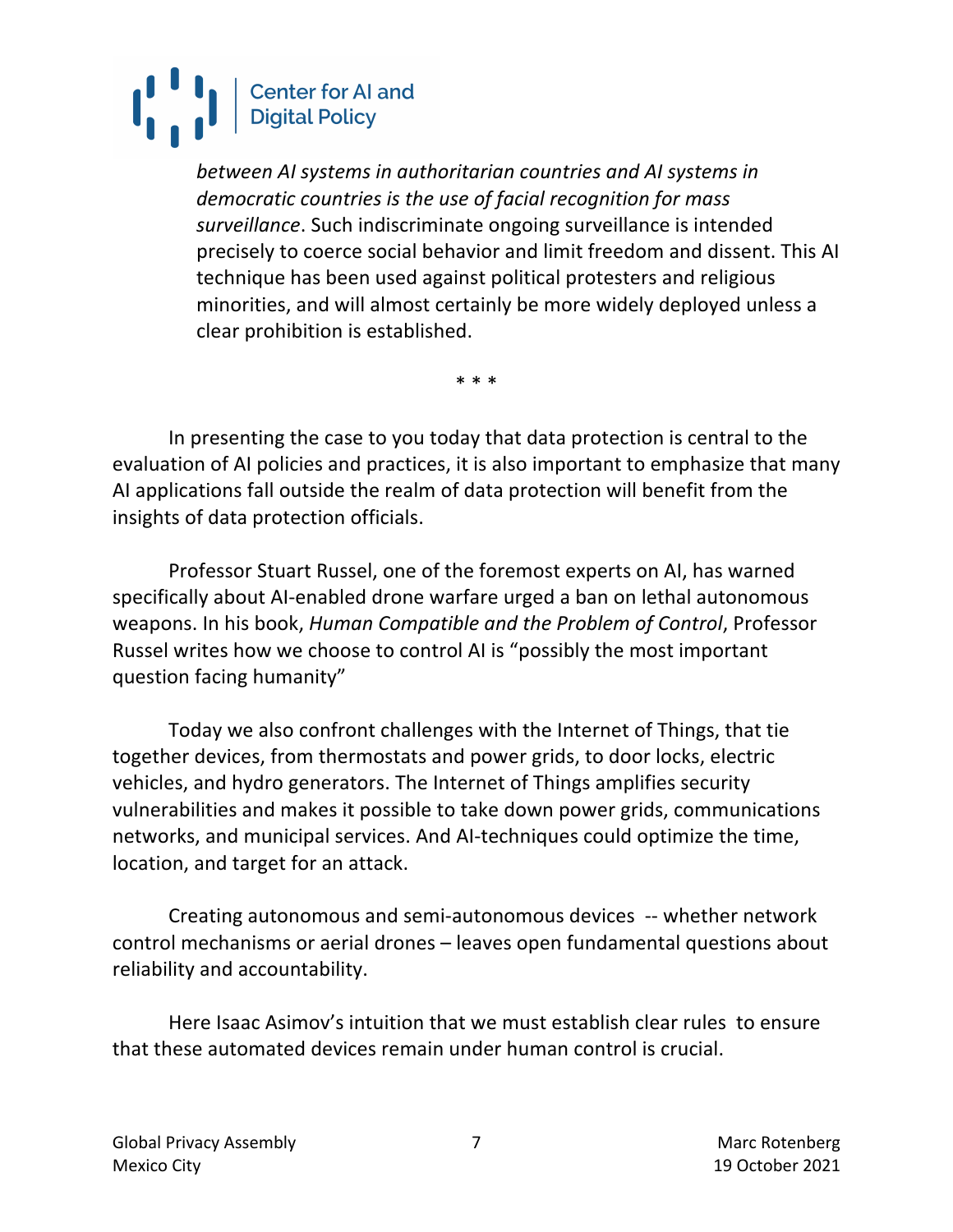> *between AI systems in authoritarian countries and AI systems in democratic countries is the use of facial recognition for mass surveillance*. Such indiscriminate ongoing surveillance is intended precisely to coerce social behavior and limit freedom and dissent. This AI technique has been used against political protesters and religious minorities, and will almost certainly be more widely deployed unless a clear prohibition is established.

\* \* \*

In presenting the case to you today that data protection is central to the evaluation of AI policies and practices, it is also important to emphasize that many AI applications fall outside the realm of data protection will benefit from the insights of data protection officials.

Professor Stuart Russel, one of the foremost experts on AI, has warned specifically about AI-enabled drone warfare urged a ban on lethal autonomous weapons. In his book, *Human Compatible and the Problem of Control*, Professor Russel writes how we choose to control AI is "possibly the most important question facing humanity"

Today we also confront challenges with the Internet of Things, that tie together devices, from thermostats and power grids, to door locks, electric vehicles, and hydro generators. The Internet of Things amplifies security vulnerabilities and makes it possible to take down power grids, communications networks, and municipal services. And AI-techniques could optimize the time, location, and target for an attack.

Creating autonomous and semi-autonomous devices -- whether network control mechanisms or aerial drones – leaves open fundamental questions about reliability and accountability.

Here Isaac Asimov's intuition that we must establish clear rules to ensure that these automated devices remain under human control is crucial.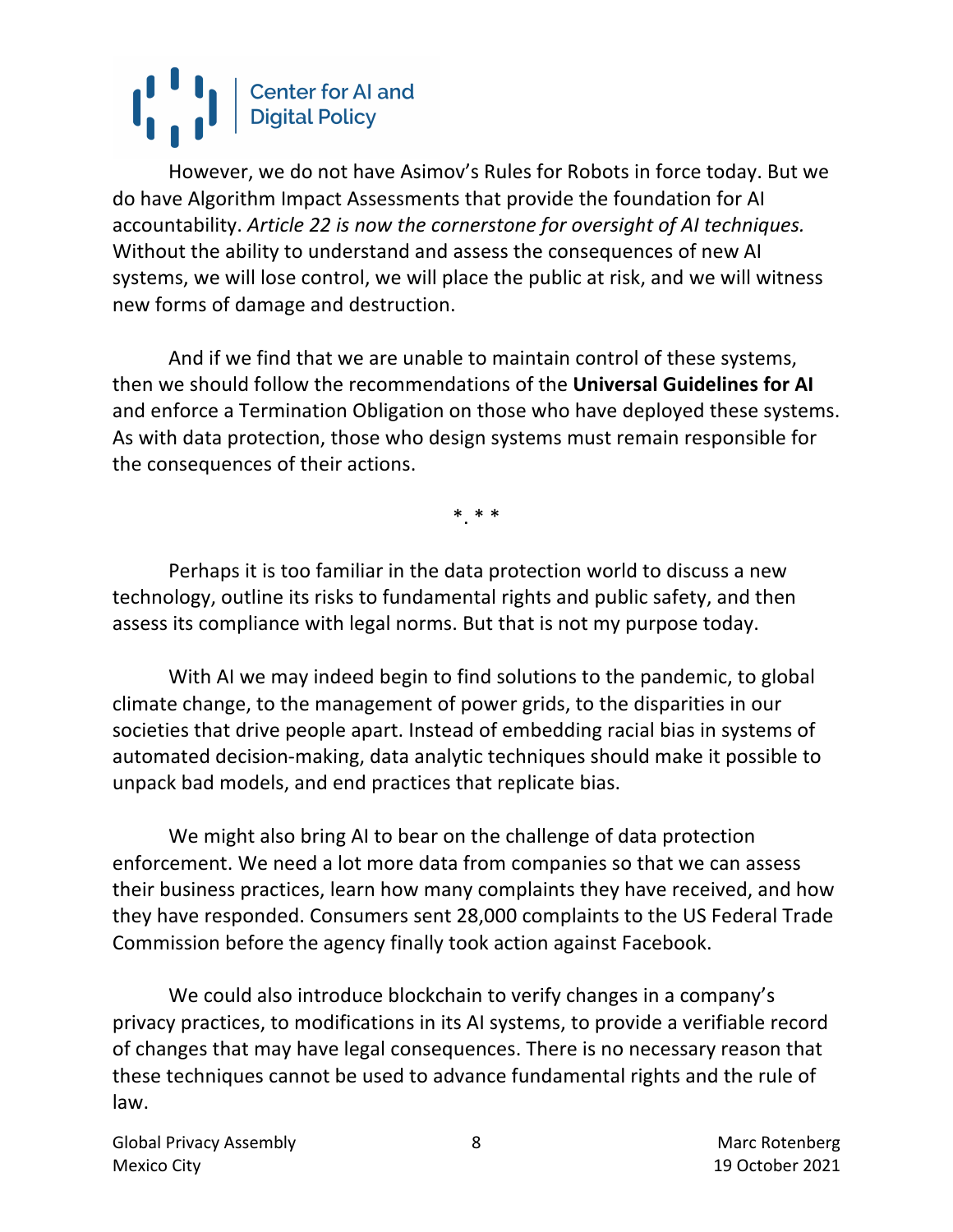However, we do not have Asimov's Rules for Robots in force today. But we do have Algorithm Impact Assessments that provide the foundation for AI accountability. *Article 22 is now the cornerstone for oversight of AI techniques.* Without the ability to understand and assess the consequences of new AI systems, we will lose control, we will place the public at risk, and we will witness new forms of damage and destruction.

And if we find that we are unable to maintain control of these systems, then we should follow the recommendations of the **Universal Guidelines for AI** and enforce a Termination Obligation on those who have deployed these systems. As with data protection, those who design systems must remain responsible for the consequences of their actions.

* * *

Perhaps it is too familiar in the data protection world to discuss a new technology, outline its risks to fundamental rights and public safety, and then assess its compliance with legal norms. But that is not my purpose today.

With AI we may indeed begin to find solutions to the pandemic, to global climate change, to the management of power grids, to the disparities in our societies that drive people apart. Instead of embedding racial bias in systems of automated decision-making, data analytic techniques should make it possible to unpack bad models, and end practices that replicate bias.

We might also bring AI to bear on the challenge of data protection enforcement. We need a lot more data from companies so that we can assess their business practices, learn how many complaints they have received, and how they have responded. Consumers sent 28,000 complaints to the US Federal Trade Commission before the agency finally took action against Facebook.

We could also introduce blockchain to verify changes in a company's privacy practices, to modifications in its AI systems, to provide a verifiable record of changes that may have legal consequences. There is no necessary reason that these techniques cannot be used to advance fundamental rights and the rule of law.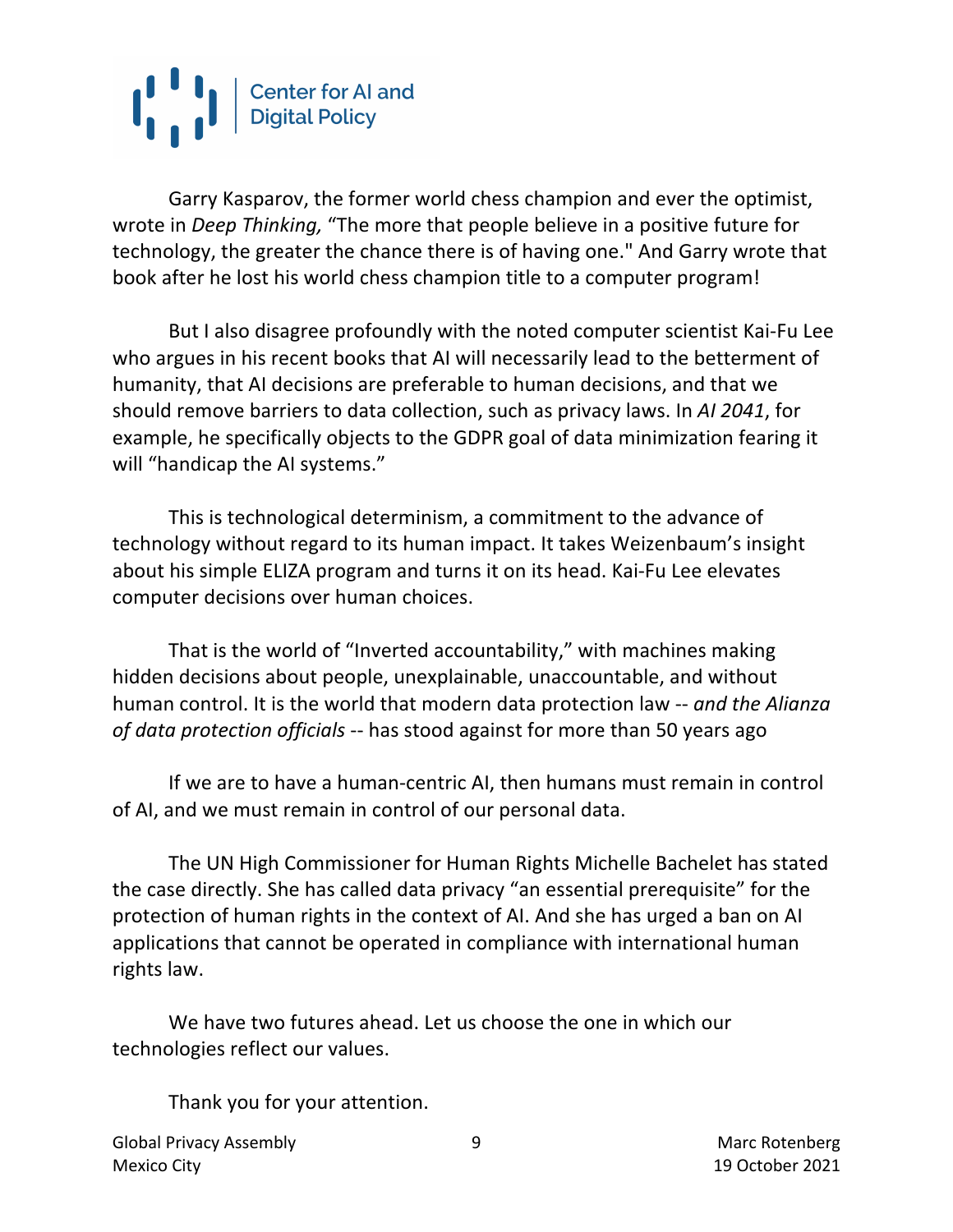Garry Kasparov, the former world chess champion and ever the optimist, wrote in *Deep Thinking,* "The more that people believe in a positive future for technology, the greater the chance there is of having one." And Garry wrote that book after he lost his world chess champion title to a computer program!

But I also disagree profoundly with the noted computer scientist Kai-Fu Lee who argues in his recent books that AI will necessarily lead to the betterment of humanity, that AI decisions are preferable to human decisions, and that we should remove barriers to data collection, such as privacy laws. In *AI 2041*, for example, he specifically objects to the GDPR goal of data minimization fearing it will "handicap the AI systems."

This is technological determinism, a commitment to the advance of technology without regard to its human impact. It takes Weizenbaum's insight about his simple ELIZA program and turns it on its head. Kai-Fu Lee elevates computer decisions over human choices.

That is the world of "Inverted accountability," with machines making hidden decisions about people, unexplainable, unaccountable, and without human control. It is the world that modern data protection law -- *and the Alianza of data protection officials* -- has stood against for more than 50 years ago

If we are to have a human-centric AI, then humans must remain in control of AI, and we must remain in control of our personal data.

The UN High Commissioner for Human Rights Michelle Bachelet has stated the case directly. She has called data privacy "an essential prerequisite" for the protection of human rights in the context of AI. And she has urged a ban on AI applications that cannot be operated in compliance with international human rights law.

We have two futures ahead. Let us choose the one in which our technologies reflect our values.

Thank you for your attention.